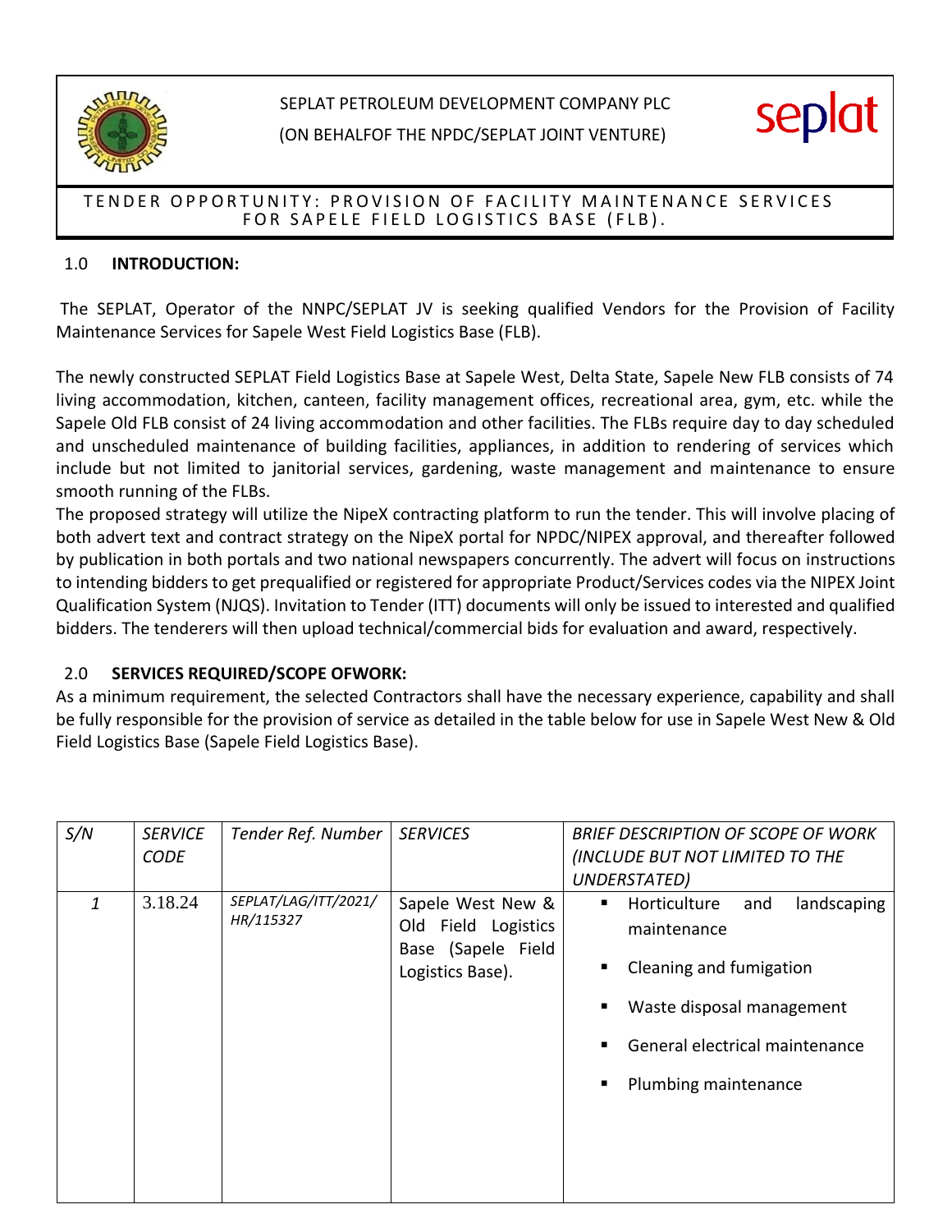SEPLAT PETROLEUM DEVELOPMENT COMPANY PLC

(ON BEHALFOF THE NPDC/SEPLAT JOINT VENTURE)

seplat

# TENDER OPPORTUNITY: PROVISION OF FACILITY MAINTENANCE SERVICES FOR SAPELE FIELD LOGISTICS BASE (FLB).

## 1.0 INTRODUCTION:

The SEPLAT, Operator of the NNPC/SEPLAT JV is seeking qualified Vendors for the Provision of Facility Maintenance Services for Sapele West Field Logistics Base (FLB).

The newly constructed SEPLAT Field Logistics Base at Sapele West, Delta State, Sapele New FLB consists of 74 living accommodation, kitchen, canteen, facility management offices, recreational area, gym, etc. while the Sapele Old FLB consist of 24 living accommodation and other facilities. The FLBs require day to day scheduled and unscheduled maintenance of building facilities, appliances, in addition to rendering of services which include but not limited to janitorial services, gardening, waste management and maintenance to ensure smooth running of the FLBs.

The proposed strategy will utilize the NipeX contracting platform to run the tender. This will involve placing of both advert text and contract strategy on the NipeX portal for NPDC/NIPEX approval, and thereafter followed by publication in both portals and two national newspapers concurrently. The advert will focus on instructions to intending bidders to get prequalified or registered for appropriate Product/Services codes via the NIPEX Joint Qualification System (NJQS). Invitation to Tender (ITT) documents will only be issued to interested and qualified bidders. The tenderers will then upload technical/commercial bids for evaluation and award, respectively.

## 2.0 SERVICES REQUIRED/SCOPE OFWORK:

As a minimum requirement, the selected Contractors shall have the necessary experience, capability and shall be fully responsible for the provision of service as detailed in the table below for use in Sapele West New & Old Field Logistics Base (Sapele Field Logistics Base).

| *S/N* | *SERVICE CODE* | *Tender Ref. Number* | *SERVICES* | *BRIEF DESCRIPTION OF SCOPE OF WORK (INCLUDE BUT NOT LIMITED TO THE UNDERSTATED)* |
|---|---|---|---|---|
| *1* | 3.18.24 | *SEPLAT/LAG/ITT/2021/ HR/115327* | Sapele West New & Old Field Logistics Base (Sapele Field Logistics Base). | ▪ Horticulture and landscaping maintenance<br>▪ Cleaning and fumigation<br>▪ Waste disposal management<br>▪ General electrical maintenance<br>▪ Plumbing maintenance |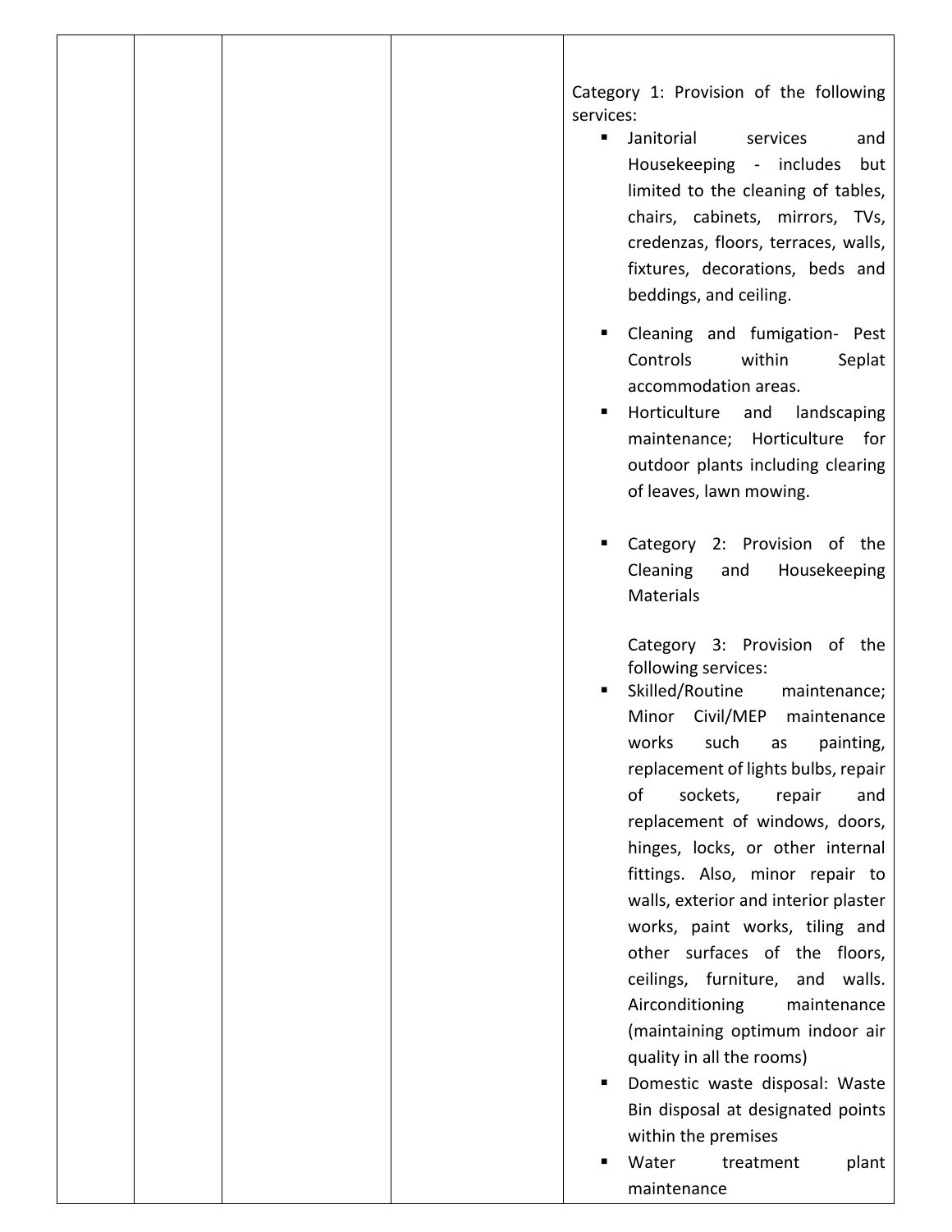| | | | | |
|---|---|---|---|---|
| | | | | Category 1: Provision of the following services:<br>▪ Janitorial services and Housekeeping - includes but limited to the cleaning of tables, chairs, cabinets, mirrors, TVs, credenzas, floors, terraces, walls, fixtures, decorations, beds and beddings, and ceiling.<br>▪ Cleaning and fumigation- Pest Controls within Seplat accommodation areas.<br>▪ Horticulture and landscaping maintenance; Horticulture for outdoor plants including clearing of leaves, lawn mowing.<br>▪ Category 2: Provision of the Cleaning and Housekeeping Materials<br>Category 3: Provision of the following services:<br>▪ Skilled/Routine maintenance; Minor Civil/MEP maintenance works such as painting, replacement of lights bulbs, repair of sockets, repair and replacement of windows, doors, hinges, locks, or other internal fittings. Also, minor repair to walls, exterior and interior plaster works, paint works, tiling and other surfaces of the floors, ceilings, furniture, and walls. Airconditioning maintenance (maintaining optimum indoor air quality in all the rooms)<br>▪ Domestic waste disposal: Waste Bin disposal at designated points within the premises<br>▪ Water treatment plant maintenance |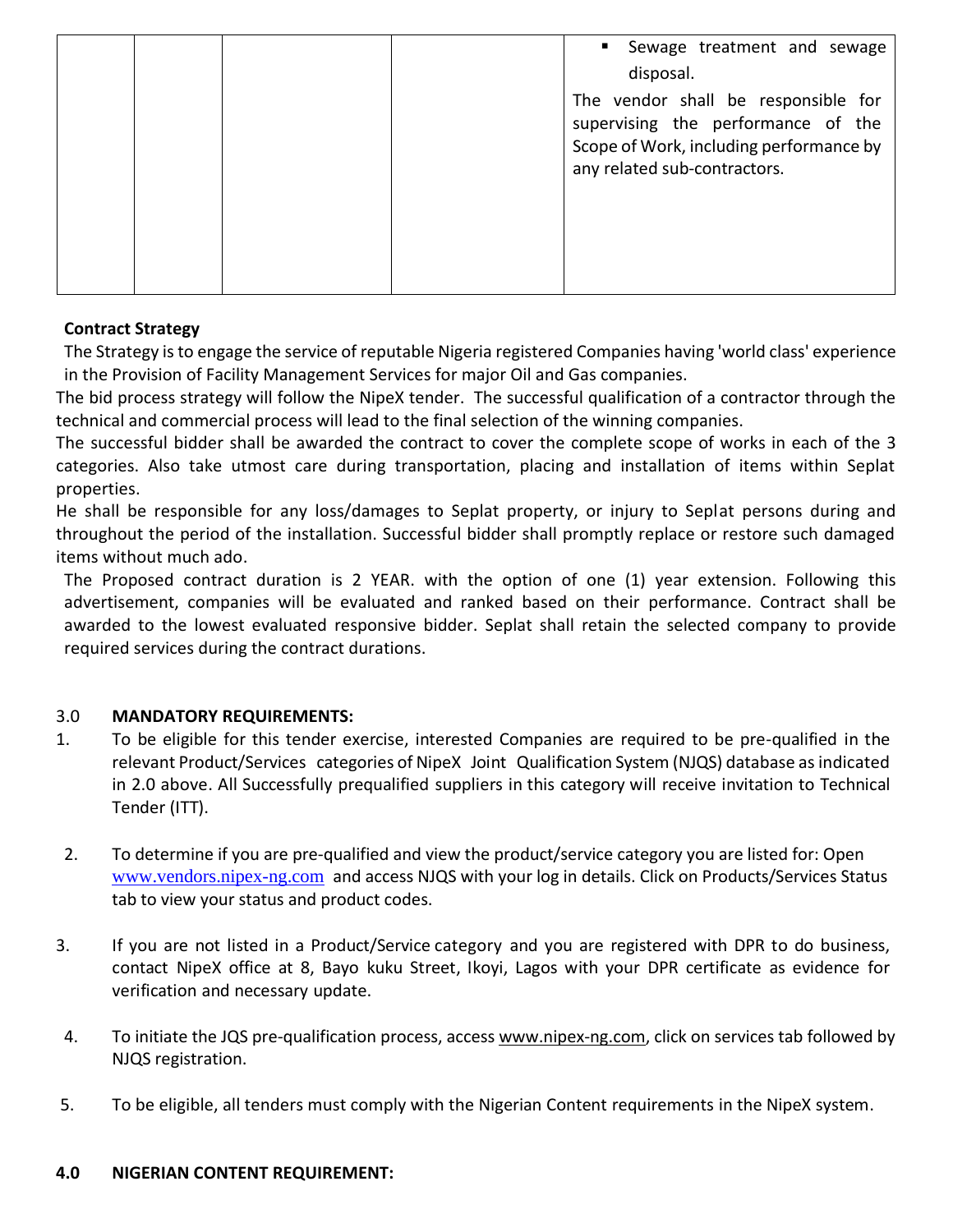| | | | | ▪ Sewage treatment and sewage disposal.<br>The vendor shall be responsible for supervising the performance of the Scope of Work, including performance by any related sub-contractors. |
|---|---|---|---|---|

**Contract Strategy**

The Strategy is to engage the service of reputable Nigeria registered Companies having 'world class' experience in the Provision of Facility Management Services for major Oil and Gas companies.

The bid process strategy will follow the NipeX tender. The successful qualification of a contractor through the technical and commercial process will lead to the final selection of the winning companies.

The successful bidder shall be awarded the contract to cover the complete scope of works in each of the 3 categories. Also take utmost care during transportation, placing and installation of items within Seplat properties.

He shall be responsible for any loss/damages to Seplat property, or injury to Seplat persons during and throughout the period of the installation. Successful bidder shall promptly replace or restore such damaged items without much ado.

The Proposed contract duration is 2 YEAR. with the option of one (1) year extension. Following this advertisement, companies will be evaluated and ranked based on their performance. Contract shall be awarded to the lowest evaluated responsive bidder. Seplat shall retain the selected company to provide required services during the contract durations.

## 3.0 MANDATORY REQUIREMENTS:

1. To be eligible for this tender exercise, interested Companies are required to be pre-qualified in the relevant Product/Services categories of NipeX Joint Qualification System (NJQS) database as indicated in 2.0 above. All Successfully prequalified suppliers in this category will receive invitation to Technical Tender (ITT).

2. To determine if you are pre-qualified and view the product/service category you are listed for: Open www.vendors.nipex-ng.com and access NJQS with your log in details. Click on Products/Services Status tab to view your status and product codes.

3. If you are not listed in a Product/Service category and you are registered with DPR to do business, contact NipeX office at 8, Bayo kuku Street, Ikoyi, Lagos with your DPR certificate as evidence for verification and necessary update.

4. To initiate the JQS pre-qualification process, access www.nipex-ng.com, click on services tab followed by NJQS registration.

5. To be eligible, all tenders must comply with the Nigerian Content requirements in the NipeX system.

## 4.0 NIGERIAN CONTENT REQUIREMENT: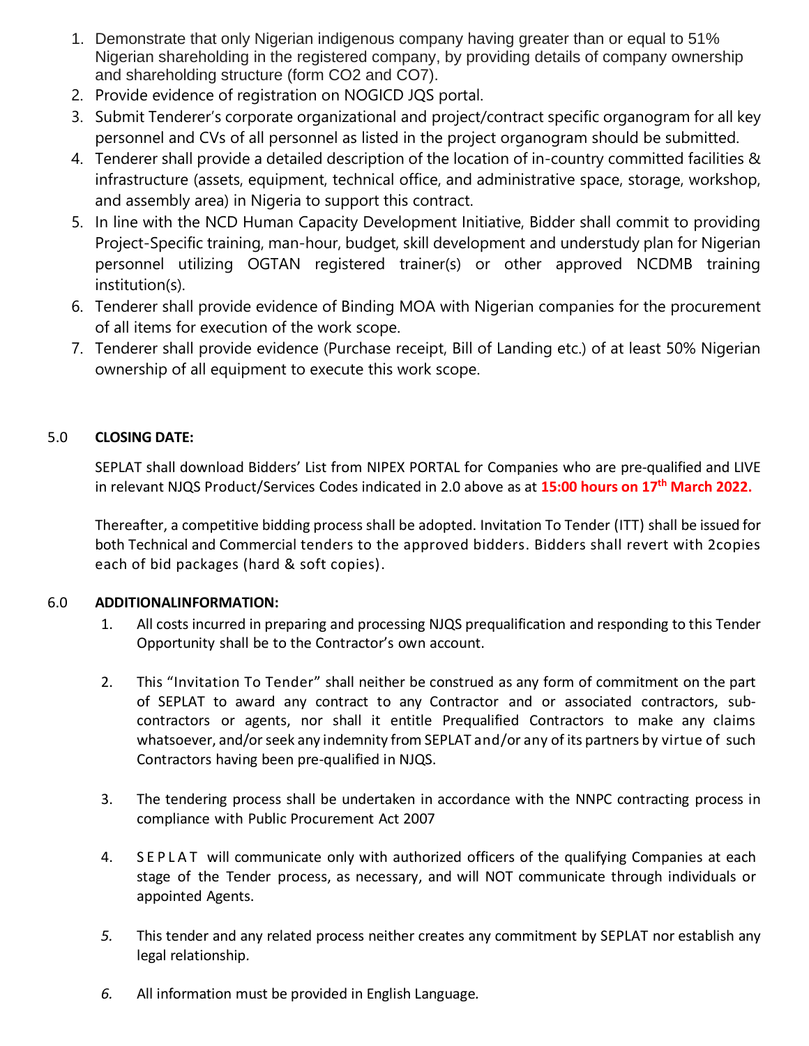1. Demonstrate that only Nigerian indigenous company having greater than or equal to 51% Nigerian shareholding in the registered company, by providing details of company ownership and shareholding structure (form CO2 and CO7).
2. Provide evidence of registration on NOGICD JQS portal.
3. Submit Tenderer's corporate organizational and project/contract specific organogram for all key personnel and CVs of all personnel as listed in the project organogram should be submitted.
4. Tenderer shall provide a detailed description of the location of in-country committed facilities & infrastructure (assets, equipment, technical office, and administrative space, storage, workshop, and assembly area) in Nigeria to support this contract.
5. In line with the NCD Human Capacity Development Initiative, Bidder shall commit to providing Project-Specific training, man-hour, budget, skill development and understudy plan for Nigerian personnel utilizing OGTAN registered trainer(s) or other approved NCDMB training institution(s).
6. Tenderer shall provide evidence of Binding MOA with Nigerian companies for the procurement of all items for execution of the work scope.
7. Tenderer shall provide evidence (Purchase receipt, Bill of Landing etc.) of at least 50% Nigerian ownership of all equipment to execute this work scope.

## 5.0 CLOSING DATE:

SEPLAT shall download Bidders' List from NIPEX PORTAL for Companies who are pre-qualified and LIVE in relevant NJQS Product/Services Codes indicated in 2.0 above as at **15:00 hours on 17th March 2022.**

Thereafter, a competitive bidding process shall be adopted. Invitation To Tender (ITT) shall be issued for both Technical and Commercial tenders to the approved bidders. Bidders shall revert with 2copies each of bid packages (hard & soft copies).

## 6.0 ADDITIONALINFORMATION:

1. All costs incurred in preparing and processing NJQS prequalification and responding to this Tender Opportunity shall be to the Contractor's own account.
2. This "Invitation To Tender" shall neither be construed as any form of commitment on the part of SEPLAT to award any contract to any Contractor and or associated contractors, sub-contractors or agents, nor shall it entitle Prequalified Contractors to make any claims whatsoever, and/or seek any indemnity from SEPLAT and/or any of its partners by virtue of such Contractors having been pre-qualified in NJQS.
3. The tendering process shall be undertaken in accordance with the NNPC contracting process in compliance with Public Procurement Act 2007
4. SEPLAT will communicate only with authorized officers of the qualifying Companies at each stage of the Tender process, as necessary, and will NOT communicate through individuals or appointed Agents.
5. This tender and any related process neither creates any commitment by SEPLAT nor establish any legal relationship.
6. All information must be provided in English Language.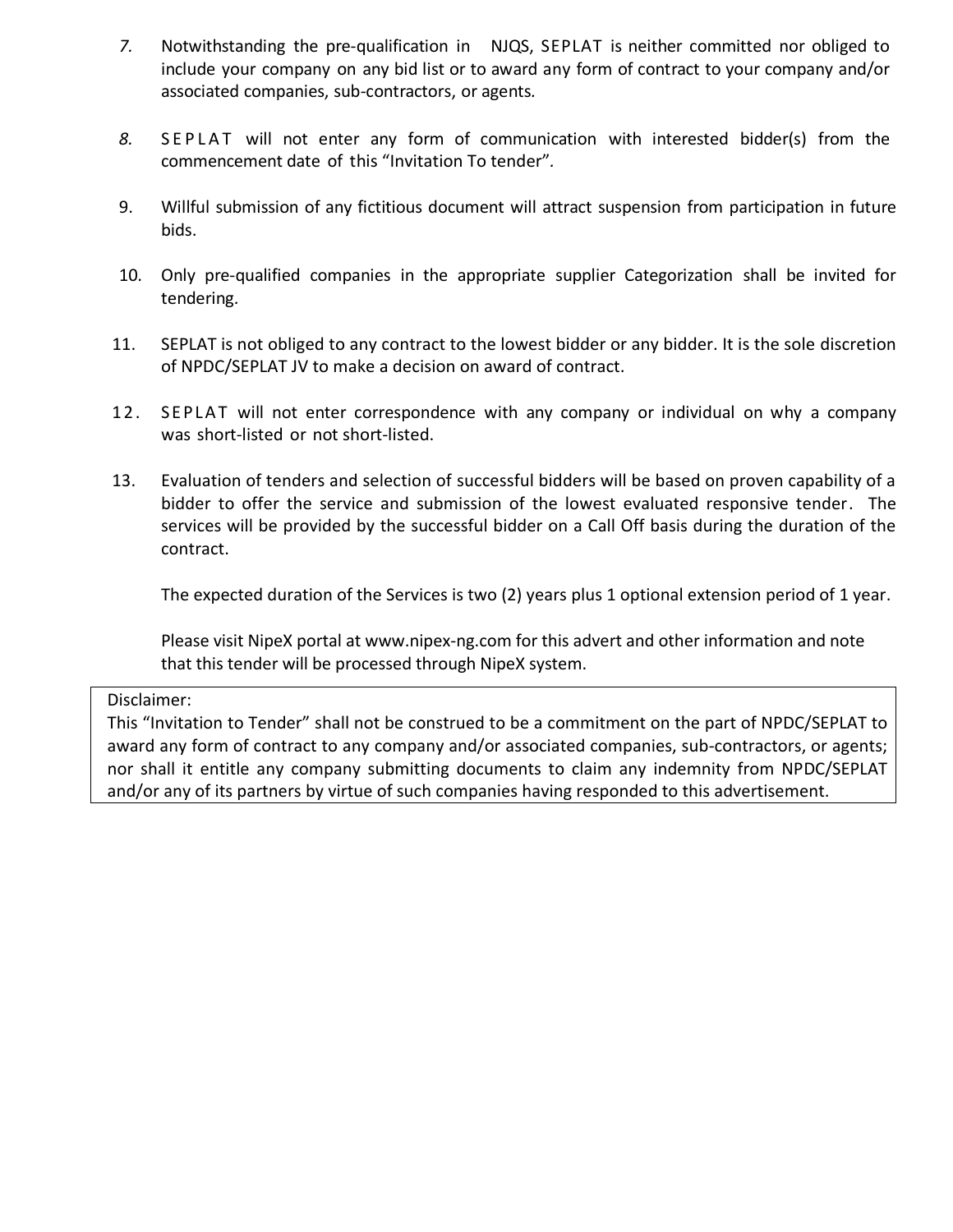7. Notwithstanding the pre-qualification in NJQS, SEPLAT is neither committed nor obliged to include your company on any bid list or to award any form of contract to your company and/or associated companies, sub-contractors, or agents.

8. SEPLAT will not enter any form of communication with interested bidder(s) from the commencement date of this "Invitation To tender".

9. Willful submission of any fictitious document will attract suspension from participation in future bids.

10. Only pre-qualified companies in the appropriate supplier Categorization shall be invited for tendering.

11. SEPLAT is not obliged to any contract to the lowest bidder or any bidder. It is the sole discretion of NPDC/SEPLAT JV to make a decision on award of contract.

12. SEPLAT will not enter correspondence with any company or individual on why a company was short-listed or not short-listed.

13. Evaluation of tenders and selection of successful bidders will be based on proven capability of a bidder to offer the service and submission of the lowest evaluated responsive tender. The services will be provided by the successful bidder on a Call Off basis during the duration of the contract.

    The expected duration of the Services is two (2) years plus 1 optional extension period of 1 year.

    Please visit NipeX portal at www.nipex-ng.com for this advert and other information and note that this tender will be processed through NipeX system.

Disclaimer:
This "Invitation to Tender" shall not be construed to be a commitment on the part of NPDC/SEPLAT to award any form of contract to any company and/or associated companies, sub-contractors, or agents; nor shall it entitle any company submitting documents to claim any indemnity from NPDC/SEPLAT and/or any of its partners by virtue of such companies having responded to this advertisement.